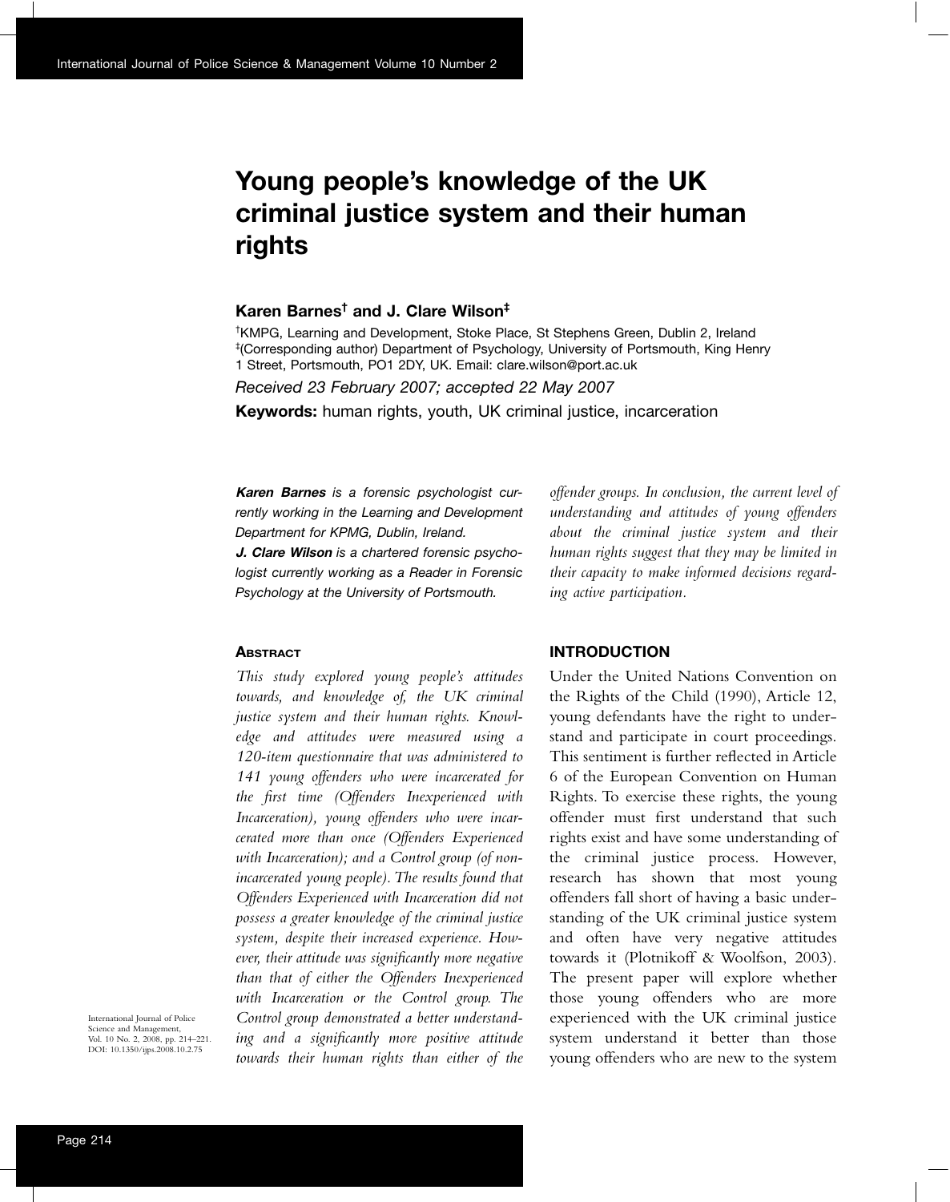# Young people's knowledge of the UK criminal justice system and their human rights

## Karen Barnes[†] and J. Clare Wilson[‡]

[†]KMPG, Learning and Development, Stoke Place, St Stephens Green, Dublin 2, Ireland
[‡](Corresponding author) Department of Psychology, University of Portsmouth, King Henry 1 Street, Portsmouth, PO1 2DY, UK. Email: clare.wilson@port.ac.uk

*Received 23 February 2007; accepted 22 May 2007*

**Keywords:** human rights, youth, UK criminal justice, incarceration

***Karen Barnes*** *is a forensic psychologist currently working in the Learning and Development Department for KPMG, Dublin, Ireland.*

***J. Clare Wilson*** *is a chartered forensic psychologist currently working as a Reader in Forensic Psychology at the University of Portsmouth.*

International Journal of Police Science and Management, Vol. 10 No. 2, 2008, pp. 214–221. DOI: 10.1350/ijps.2008.10.2.75

### ABSTRACT

*This study explored young people's attitudes towards, and knowledge of, the UK criminal justice system and their human rights. Knowledge and attitudes were measured using a 120-item questionnaire that was administered to 141 young offenders who were incarcerated for the first time (Offenders Inexperienced with Incarceration), young offenders who were incarcerated more than once (Offenders Experienced with Incarceration); and a Control group (of non-incarcerated young people). The results found that Offenders Experienced with Incarceration did not possess a greater knowledge of the criminal justice system, despite their increased experience. However, their attitude was significantly more negative than that of either the Offenders Inexperienced with Incarceration or the Control group. The Control group demonstrated a better understanding and a significantly more positive attitude towards their human rights than either of the offender groups. In conclusion, the current level of understanding and attitudes of young offenders about the criminal justice system and their human rights suggest that they may be limited in their capacity to make informed decisions regarding active participation.*

### INTRODUCTION

Under the United Nations Convention on the Rights of the Child (1990), Article 12, young defendants have the right to understand and participate in court proceedings. This sentiment is further reflected in Article 6 of the European Convention on Human Rights. To exercise these rights, the young offender must first understand that such rights exist and have some understanding of the criminal justice process. However, research has shown that most young offenders fall short of having a basic understanding of the UK criminal justice system and often have very negative attitudes towards it (Plotnikoff & Woolfson, 2003). The present paper will explore whether those young offenders who are more experienced with the UK criminal justice system understand it better than those young offenders who are new to the system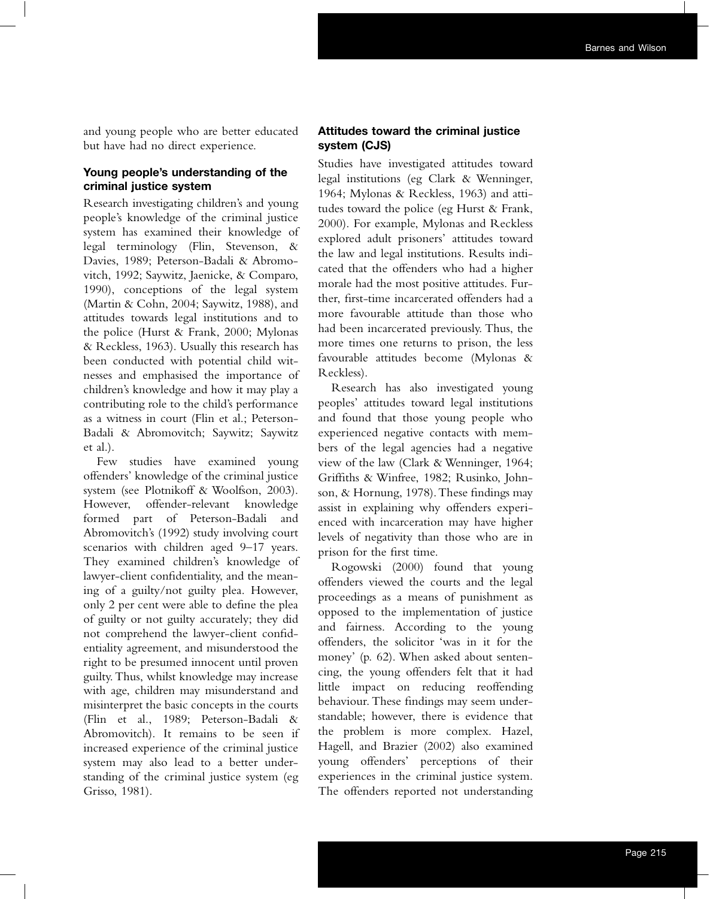and young people who are better educated but have had no direct experience.

### Young people's understanding of the criminal justice system

Research investigating children's and young people's knowledge of the criminal justice system has examined their knowledge of legal terminology (Flin, Stevenson, & Davies, 1989; Peterson-Badali & Abromovitch, 1992; Saywitz, Jaenicke, & Comparo, 1990), conceptions of the legal system (Martin & Cohn, 2004; Saywitz, 1988), and attitudes towards legal institutions and to the police (Hurst & Frank, 2000; Mylonas & Reckless, 1963). Usually this research has been conducted with potential child witnesses and emphasised the importance of children's knowledge and how it may play a contributing role to the child's performance as a witness in court (Flin et al.; Peterson-Badali & Abromovitch; Saywitz; Saywitz et al.).

Few studies have examined young offenders' knowledge of the criminal justice system (see Plotnikoff & Woolfson, 2003). However, offender-relevant knowledge formed part of Peterson-Badali and Abromovitch's (1992) study involving court scenarios with children aged 9–17 years. They examined children's knowledge of lawyer-client confidentiality, and the meaning of a guilty/not guilty plea. However, only 2 per cent were able to define the plea of guilty or not guilty accurately; they did not comprehend the lawyer-client confidentiality agreement, and misunderstood the right to be presumed innocent until proven guilty. Thus, whilst knowledge may increase with age, children may misunderstand and misinterpret the basic concepts in the courts (Flin et al., 1989; Peterson-Badali & Abromovitch). It remains to be seen if increased experience of the criminal justice system may also lead to a better understanding of the criminal justice system (eg Grisso, 1981).

### Attitudes toward the criminal justice system (CJS)

Studies have investigated attitudes toward legal institutions (eg Clark & Wenninger, 1964; Mylonas & Reckless, 1963) and attitudes toward the police (eg Hurst & Frank, 2000). For example, Mylonas and Reckless explored adult prisoners' attitudes toward the law and legal institutions. Results indicated that the offenders who had a higher morale had the most positive attitudes. Further, first-time incarcerated offenders had a more favourable attitude than those who had been incarcerated previously. Thus, the more times one returns to prison, the less favourable attitudes become (Mylonas & Reckless).

Research has also investigated young peoples' attitudes toward legal institutions and found that those young people who experienced negative contacts with members of the legal agencies had a negative view of the law (Clark & Wenninger, 1964; Griffiths & Winfree, 1982; Rusinko, Johnson, & Hornung, 1978). These findings may assist in explaining why offenders experienced with incarceration may have higher levels of negativity than those who are in prison for the first time.

Rogowski (2000) found that young offenders viewed the courts and the legal proceedings as a means of punishment as opposed to the implementation of justice and fairness. According to the young offenders, the solicitor 'was in it for the money' (p. 62). When asked about sentencing, the young offenders felt that it had little impact on reducing reoffending behaviour. These findings may seem understandable; however, there is evidence that the problem is more complex. Hazel, Hagell, and Brazier (2002) also examined young offenders' perceptions of their experiences in the criminal justice system. The offenders reported not understanding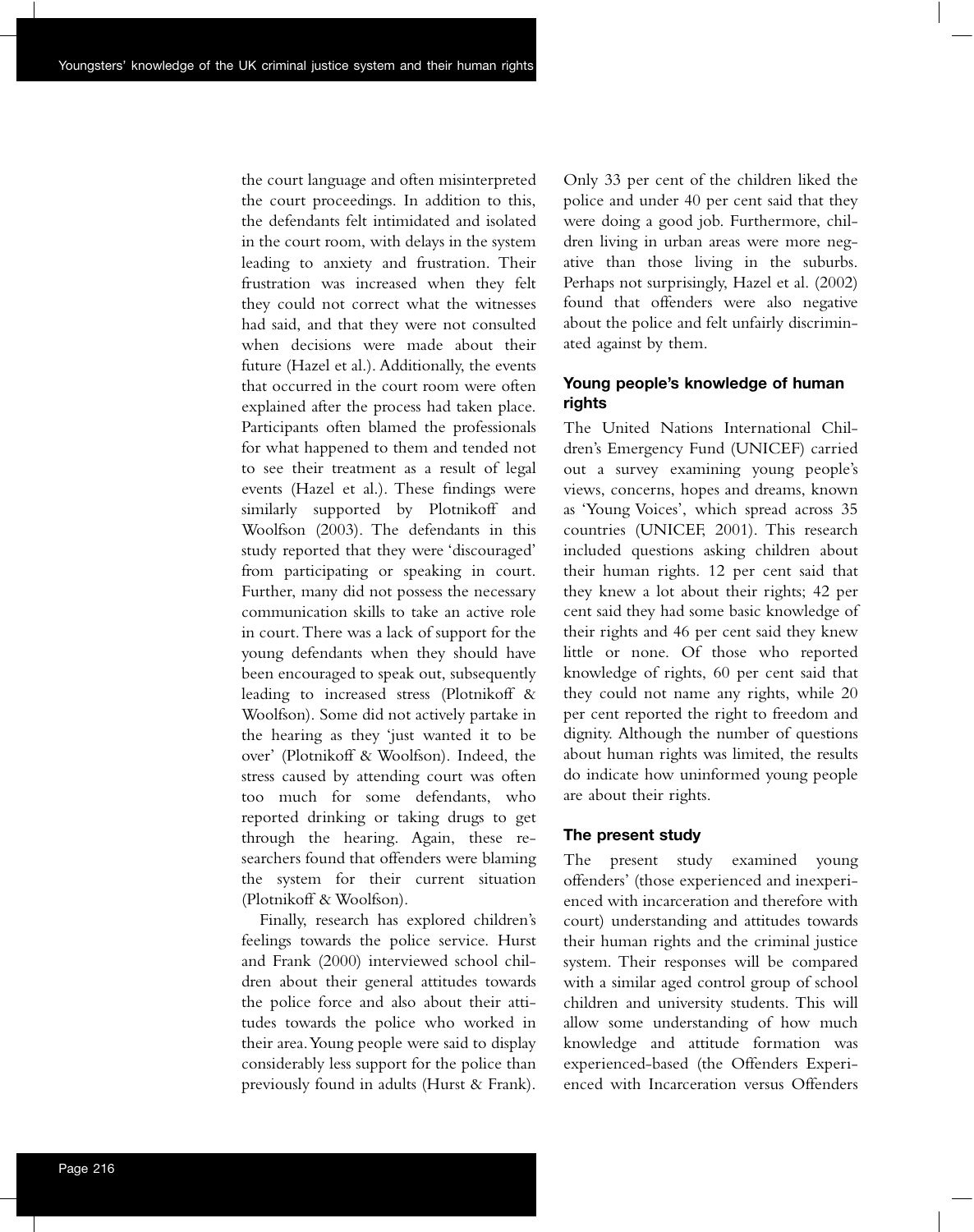the court language and often misinterpreted the court proceedings. In addition to this, the defendants felt intimidated and isolated in the court room, with delays in the system leading to anxiety and frustration. Their frustration was increased when they felt they could not correct what the witnesses had said, and that they were not consulted when decisions were made about their future (Hazel et al.). Additionally, the events that occurred in the court room were often explained after the process had taken place. Participants often blamed the professionals for what happened to them and tended not to see their treatment as a result of legal events (Hazel et al.). These findings were similarly supported by Plotnikoff and Woolfson (2003). The defendants in this study reported that they were 'discouraged' from participating or speaking in court. Further, many did not possess the necessary communication skills to take an active role in court. There was a lack of support for the young defendants when they should have been encouraged to speak out, subsequently leading to increased stress (Plotnikoff & Woolfson). Some did not actively partake in the hearing as they 'just wanted it to be over' (Plotnikoff & Woolfson). Indeed, the stress caused by attending court was often too much for some defendants, who reported drinking or taking drugs to get through the hearing. Again, these researchers found that offenders were blaming the system for their current situation (Plotnikoff & Woolfson).

Finally, research has explored children's feelings towards the police service. Hurst and Frank (2000) interviewed school children about their general attitudes towards the police force and also about their attitudes towards the police who worked in their area. Young people were said to display considerably less support for the police than previously found in adults (Hurst & Frank). Only 33 per cent of the children liked the police and under 40 per cent said that they were doing a good job. Furthermore, children living in urban areas were more negative than those living in the suburbs. Perhaps not surprisingly, Hazel et al. (2002) found that offenders were also negative about the police and felt unfairly discriminated against by them.

## Young people's knowledge of human rights

The United Nations International Children's Emergency Fund (UNICEF) carried out a survey examining young people's views, concerns, hopes and dreams, known as 'Young Voices', which spread across 35 countries (UNICEF, 2001). This research included questions asking children about their human rights. 12 per cent said that they knew a lot about their rights; 42 per cent said they had some basic knowledge of their rights and 46 per cent said they knew little or none. Of those who reported knowledge of rights, 60 per cent said that they could not name any rights, while 20 per cent reported the right to freedom and dignity. Although the number of questions about human rights was limited, the results do indicate how uninformed young people are about their rights.

## The present study

The present study examined young offenders' (those experienced and inexperienced with incarceration and therefore with court) understanding and attitudes towards their human rights and the criminal justice system. Their responses will be compared with a similar aged control group of school children and university students. This will allow some understanding of how much knowledge and attitude formation was experienced-based (the Offenders Experienced with Incarceration versus Offenders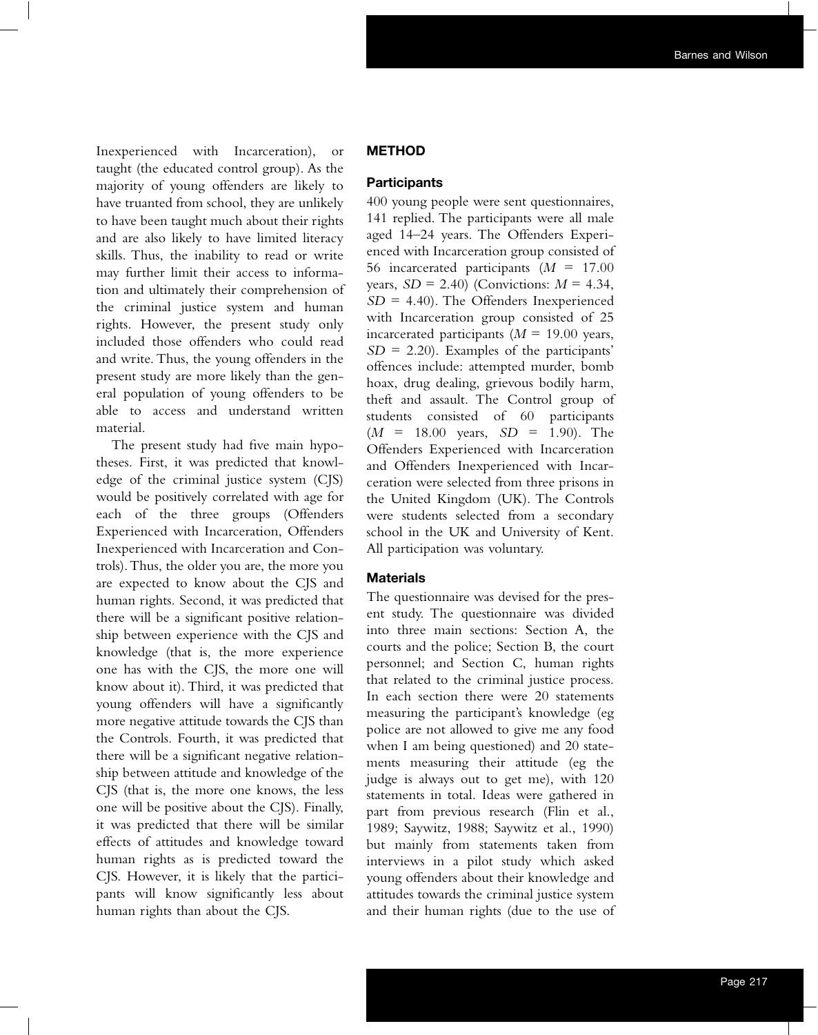Inexperienced with Incarceration), or taught (the educated control group). As the majority of young offenders are likely to have truanted from school, they are unlikely to have been taught much about their rights and are also likely to have limited literacy skills. Thus, the inability to read or write may further limit their access to information and ultimately their comprehension of the criminal justice system and human rights. However, the present study only included those offenders who could read and write. Thus, the young offenders in the present study are more likely than the general population of young offenders to be able to access and understand written material.

The present study had five main hypotheses. First, it was predicted that knowledge of the criminal justice system (CJS) would be positively correlated with age for each of the three groups (Offenders Experienced with Incarceration, Offenders Inexperienced with Incarceration and Controls). Thus, the older you are, the more you are expected to know about the CJS and human rights. Second, it was predicted that there will be a significant positive relationship between experience with the CJS and knowledge (that is, the more experience one has with the CJS, the more one will know about it). Third, it was predicted that young offenders will have a significantly more negative attitude towards the CJS than the Controls. Fourth, it was predicted that there will be a significant negative relationship between attitude and knowledge of the CJS (that is, the more one knows, the less one will be positive about the CJS). Finally, it was predicted that there will be similar effects of attitudes and knowledge toward human rights as is predicted toward the CJS. However, it is likely that the participants will know significantly less about human rights than about the CJS.

## METHOD

### Participants

400 young people were sent questionnaires, 141 replied. The participants were all male aged 14–24 years. The Offenders Experienced with Incarceration group consisted of 56 incarcerated participants ($M$ = 17.00 years, $SD$ = 2.40) (Convictions: $M$ = 4.34, $SD$ = 4.40). The Offenders Inexperienced with Incarceration group consisted of 25 incarcerated participants ($M$ = 19.00 years, $SD$ = 2.20). Examples of the participants' offences include: attempted murder, bomb hoax, drug dealing, grievous bodily harm, theft and assault. The Control group of students consisted of 60 participants ($M$ = 18.00 years, $SD$ = 1.90). The Offenders Experienced with Incarceration and Offenders Inexperienced with Incarceration were selected from three prisons in the United Kingdom (UK). The Controls were students selected from a secondary school in the UK and University of Kent. All participation was voluntary.

### Materials

The questionnaire was devised for the present study. The questionnaire was divided into three main sections: Section A, the courts and the police; Section B, the court personnel; and Section C, human rights that related to the criminal justice process. In each section there were 20 statements measuring the participant's knowledge (eg police are not allowed to give me any food when I am being questioned) and 20 statements measuring their attitude (eg the judge is always out to get me), with 120 statements in total. Ideas were gathered in part from previous research (Flin et al., 1989; Saywitz, 1988; Saywitz et al., 1990) but mainly from statements taken from interviews in a pilot study which asked young offenders about their knowledge and attitudes towards the criminal justice system and their human rights (due to the use of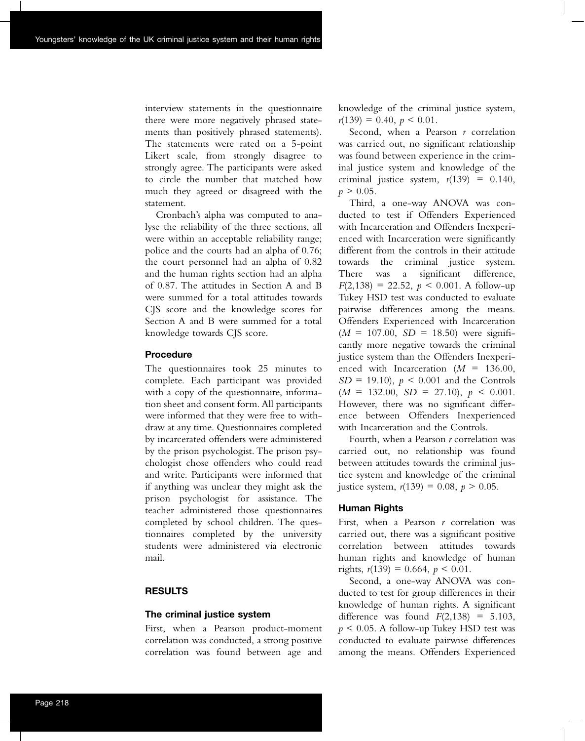interview statements in the questionnaire there were more negatively phrased statements than positively phrased statements). The statements were rated on a 5-point Likert scale, from strongly disagree to strongly agree. The participants were asked to circle the number that matched how much they agreed or disagreed with the statement.

Cronbach's alpha was computed to analyse the reliability of the three sections, all were within an acceptable reliability range; police and the courts had an alpha of 0.76; the court personnel had an alpha of 0.82 and the human rights section had an alpha of 0.87. The attitudes in Section A and B were summed for a total attitudes towards CJS score and the knowledge scores for Section A and B were summed for a total knowledge towards CJS score.

### Procedure

The questionnaires took 25 minutes to complete. Each participant was provided with a copy of the questionnaire, information sheet and consent form. All participants were informed that they were free to withdraw at any time. Questionnaires completed by incarcerated offenders were administered by the prison psychologist. The prison psychologist chose offenders who could read and write. Participants were informed that if anything was unclear they might ask the prison psychologist for assistance. The teacher administered those questionnaires completed by school children. The questionnaires completed by the university students were administered via electronic mail.

## RESULTS

### The criminal justice system

First, when a Pearson product-moment correlation was conducted, a strong positive correlation was found between age and knowledge of the criminal justice system, $r(139) = 0.40$, $p < 0.01$.

Second, when a Pearson $r$ correlation was carried out, no significant relationship was found between experience in the criminal justice system and knowledge of the criminal justice system, $r(139) = 0.140$, $p > 0.05$.

Third, a one-way ANOVA was conducted to test if Offenders Experienced with Incarceration and Offenders Inexperienced with Incarceration were significantly different from the controls in their attitude towards the criminal justice system. There was a significant difference, $F(2,138) = 22.52$, $p < 0.001$. A follow-up Tukey HSD test was conducted to evaluate pairwise differences among the means. Offenders Experienced with Incarceration ($M = 107.00$, $SD = 18.50$) were significantly more negative towards the criminal justice system than the Offenders Inexperienced with Incarceration ($M = 136.00$, $SD = 19.10$), $p < 0.001$ and the Controls ($M = 132.00$, $SD = 27.10$), $p < 0.001$. However, there was no significant difference between Offenders Inexperienced with Incarceration and the Controls.

Fourth, when a Pearson $r$ correlation was carried out, no relationship was found between attitudes towards the criminal justice system and knowledge of the criminal justice system, $r(139) = 0.08$, $p > 0.05$.

### Human Rights

First, when a Pearson $r$ correlation was carried out, there was a significant positive correlation between attitudes towards human rights and knowledge of human rights, $r(139) = 0.664$, $p < 0.01$.

Second, a one-way ANOVA was conducted to test for group differences in their knowledge of human rights. A significant difference was found $F(2,138) = 5.103$, $p < 0.05$. A follow-up Tukey HSD test was conducted to evaluate pairwise differences among the means. Offenders Experienced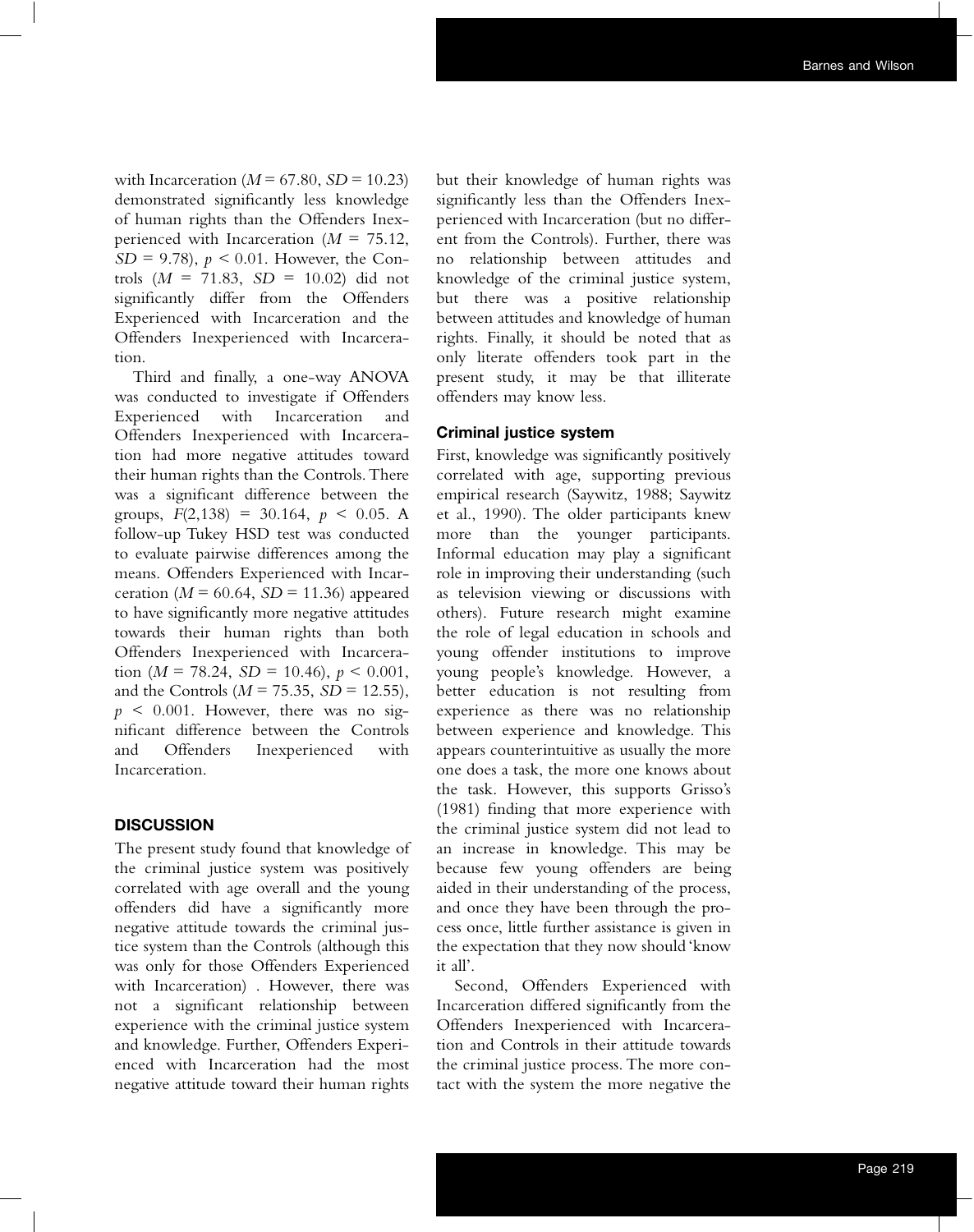with Incarceration ($M = 67.80$, $SD = 10.23$) demonstrated significantly less knowledge of human rights than the Offenders Inexperienced with Incarceration ($M = 75.12$, $SD = 9.78$), $p < 0.01$. However, the Controls ($M = 71.83$, $SD = 10.02$) did not significantly differ from the Offenders Experienced with Incarceration and the Offenders Inexperienced with Incarceration.

Third and finally, a one-way ANOVA was conducted to investigate if Offenders Experienced with Incarceration and Offenders Inexperienced with Incarceration had more negative attitudes toward their human rights than the Controls. There was a significant difference between the groups, $F(2,138) = 30.164$, $p < 0.05$. A follow-up Tukey HSD test was conducted to evaluate pairwise differences among the means. Offenders Experienced with Incarceration ($M = 60.64$, $SD = 11.36$) appeared to have significantly more negative attitudes towards their human rights than both Offenders Inexperienced with Incarceration ($M = 78.24$, $SD = 10.46$), $p < 0.001$, and the Controls ($M = 75.35$, $SD = 12.55$), $p < 0.001$. However, there was no significant difference between the Controls and Offenders Inexperienced with Incarceration.

## DISCUSSION

The present study found that knowledge of the criminal justice system was positively correlated with age overall and the young offenders did have a significantly more negative attitude towards the criminal justice system than the Controls (although this was only for those Offenders Experienced with Incarceration) . However, there was not a significant relationship between experience with the criminal justice system and knowledge. Further, Offenders Experienced with Incarceration had the most negative attitude toward their human rights but their knowledge of human rights was significantly less than the Offenders Inexperienced with Incarceration (but no different from the Controls). Further, there was no relationship between attitudes and knowledge of the criminal justice system, but there was a positive relationship between attitudes and knowledge of human rights. Finally, it should be noted that as only literate offenders took part in the present study, it may be that illiterate offenders may know less.

### Criminal justice system

First, knowledge was significantly positively correlated with age, supporting previous empirical research (Saywitz, 1988; Saywitz et al., 1990). The older participants knew more than the younger participants. Informal education may play a significant role in improving their understanding (such as television viewing or discussions with others). Future research might examine the role of legal education in schools and young offender institutions to improve young people's knowledge. However, a better education is not resulting from experience as there was no relationship between experience and knowledge. This appears counterintuitive as usually the more one does a task, the more one knows about the task. However, this supports Grisso's (1981) finding that more experience with the criminal justice system did not lead to an increase in knowledge. This may be because few young offenders are being aided in their understanding of the process, and once they have been through the process once, little further assistance is given in the expectation that they now should 'know it all'.

Second, Offenders Experienced with Incarceration differed significantly from the Offenders Inexperienced with Incarceration and Controls in their attitude towards the criminal justice process. The more contact with the system the more negative the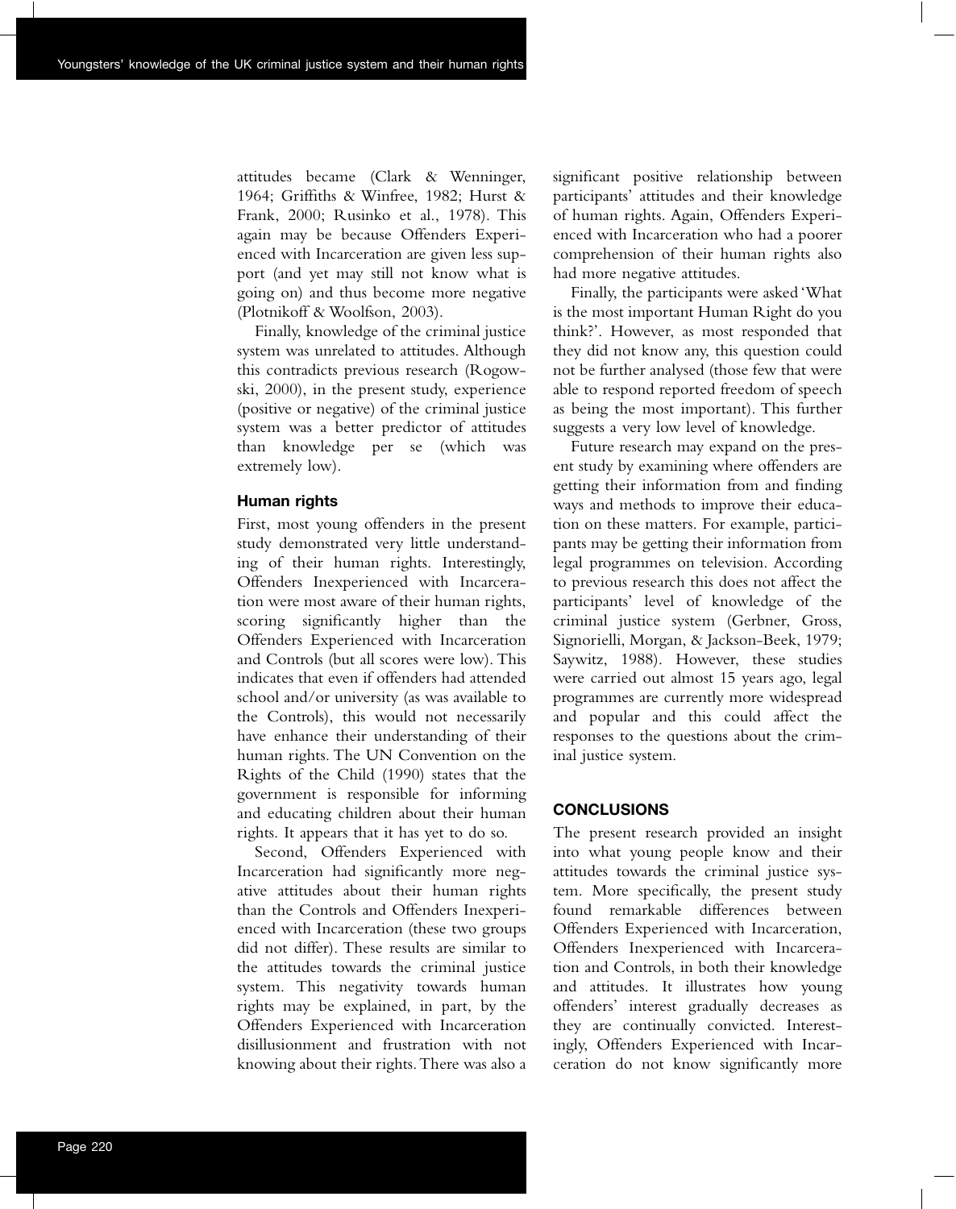attitudes became (Clark & Wenninger, 1964; Griffiths & Winfree, 1982; Hurst & Frank, 2000; Rusinko et al., 1978). This again may be because Offenders Experienced with Incarceration are given less support (and yet may still not know what is going on) and thus become more negative (Plotnikoff & Woolfson, 2003).

Finally, knowledge of the criminal justice system was unrelated to attitudes. Although this contradicts previous research (Rogowski, 2000), in the present study, experience (positive or negative) of the criminal justice system was a better predictor of attitudes than knowledge per se (which was extremely low).

### Human rights

First, most young offenders in the present study demonstrated very little understanding of their human rights. Interestingly, Offenders Inexperienced with Incarceration were most aware of their human rights, scoring significantly higher than the Offenders Experienced with Incarceration and Controls (but all scores were low). This indicates that even if offenders had attended school and/or university (as was available to the Controls), this would not necessarily have enhance their understanding of their human rights. The UN Convention on the Rights of the Child (1990) states that the government is responsible for informing and educating children about their human rights. It appears that it has yet to do so.

Second, Offenders Experienced with Incarceration had significantly more negative attitudes about their human rights than the Controls and Offenders Inexperienced with Incarceration (these two groups did not differ). These results are similar to the attitudes towards the criminal justice system. This negativity towards human rights may be explained, in part, by the Offenders Experienced with Incarceration disillusionment and frustration with not knowing about their rights. There was also a significant positive relationship between participants' attitudes and their knowledge of human rights. Again, Offenders Experienced with Incarceration who had a poorer comprehension of their human rights also had more negative attitudes.

Finally, the participants were asked 'What is the most important Human Right do you think?'. However, as most responded that they did not know any, this question could not be further analysed (those few that were able to respond reported freedom of speech as being the most important). This further suggests a very low level of knowledge.

Future research may expand on the present study by examining where offenders are getting their information from and finding ways and methods to improve their education on these matters. For example, participants may be getting their information from legal programmes on television. According to previous research this does not affect the participants' level of knowledge of the criminal justice system (Gerbner, Gross, Signorielli, Morgan, & Jackson-Beek, 1979; Saywitz, 1988). However, these studies were carried out almost 15 years ago, legal programmes are currently more widespread and popular and this could affect the responses to the questions about the criminal justice system.

## CONCLUSIONS

The present research provided an insight into what young people know and their attitudes towards the criminal justice system. More specifically, the present study found remarkable differences between Offenders Experienced with Incarceration, Offenders Inexperienced with Incarceration and Controls, in both their knowledge and attitudes. It illustrates how young offenders' interest gradually decreases as they are continually convicted. Interestingly, Offenders Experienced with Incarceration do not know significantly more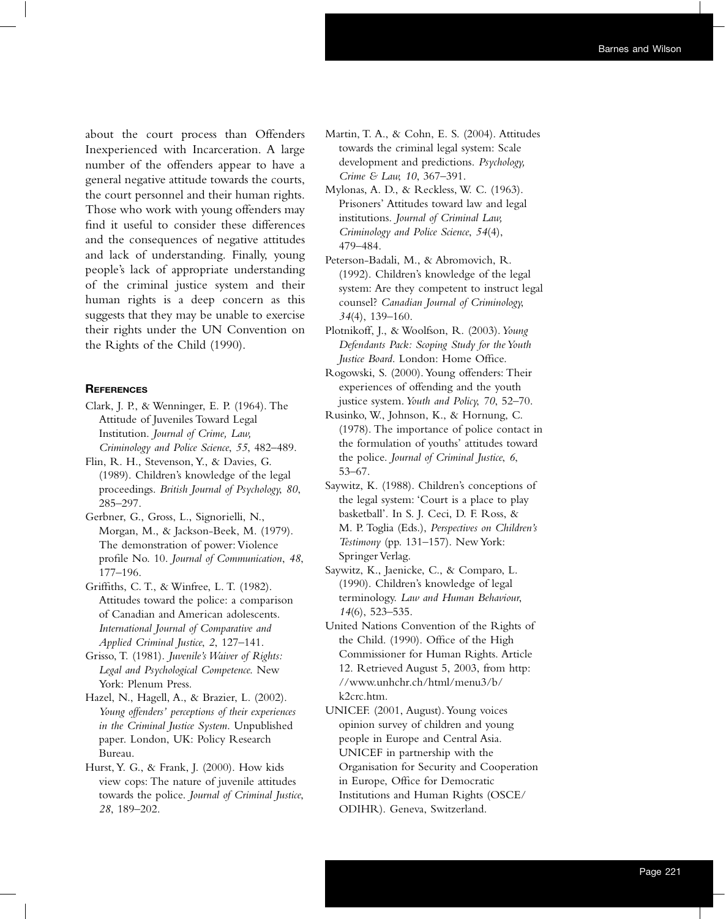about the court process than Offenders Inexperienced with Incarceration. A large number of the offenders appear to have a general negative attitude towards the courts, the court personnel and their human rights. Those who work with young offenders may find it useful to consider these differences and the consequences of negative attitudes and lack of understanding. Finally, young people's lack of appropriate understanding of the criminal justice system and their human rights is a deep concern as this suggests that they may be unable to exercise their rights under the UN Convention on the Rights of the Child (1990).

## References

Clark, J. P., & Wenninger, E. P. (1964). The Attitude of Juveniles Toward Legal Institution. *Journal of Crime, Law, Criminology and Police Science*, *55*, 482–489.

Flin, R. H., Stevenson, Y., & Davies, G. (1989). Children's knowledge of the legal proceedings. *British Journal of Psychology, 80*, 285–297.

Gerbner, G., Gross, L., Signorielli, N., Morgan, M., & Jackson-Beek, M. (1979). The demonstration of power: Violence profile No. 10. *Journal of Communication*, *48*, 177–196.

Griffiths, C. T., & Winfree, L. T. (1982). Attitudes toward the police: a comparison of Canadian and American adolescents. *International Journal of Comparative and Applied Criminal Justice*, *2*, 127–141.

Grisso, T. (1981). *Juvenile's Waiver of Rights: Legal and Psychological Competence.* New York: Plenum Press.

Hazel, N., Hagell, A., & Brazier, L. (2002). *Young offenders' perceptions of their experiences in the Criminal Justice System*. Unpublished paper. London, UK: Policy Research Bureau.

Hurst, Y. G., & Frank, J. (2000). How kids view cops: The nature of juvenile attitudes towards the police. *Journal of Criminal Justice*, *28*, 189–202.

Martin, T. A., & Cohn, E. S. (2004). Attitudes towards the criminal legal system: Scale development and predictions. *Psychology, Crime & Law, 10*, 367–391.

Mylonas, A. D., & Reckless, W. C. (1963). Prisoners' Attitudes toward law and legal institutions. *Journal of Criminal Law, Criminology and Police Science*, *54*(4), 479–484.

Peterson-Badali, M., & Abromovich, R. (1992). Children's knowledge of the legal system: Are they competent to instruct legal counsel? *Canadian Journal of Criminology, 34*(4), 139–160.

Plotnikoff, J., & Woolfson, R. (2003). *Young Defendants Pack: Scoping Study for the Youth Justice Board.* London: Home Office.

Rogowski, S. (2000). Young offenders: Their experiences of offending and the youth justice system. *Youth and Policy, 70*, 52–70.

Rusinko, W., Johnson, K., & Hornung, C. (1978). The importance of police contact in the formulation of youths' attitudes toward the police. *Journal of Criminal Justice*, *6*, 53–67.

Saywitz, K. (1988). Children's conceptions of the legal system: 'Court is a place to play basketball'. In S. J. Ceci, D. F. Ross, & M. P. Toglia (Eds.), *Perspectives on Children's Testimony* (pp. 131–157). New York: Springer Verlag.

Saywitz, K., Jaenicke, C., & Comparo, L. (1990). Children's knowledge of legal terminology. *Law and Human Behaviour, 14*(6), 523–535.

United Nations Convention of the Rights of the Child. (1990). Office of the High Commissioner for Human Rights. Article 12. Retrieved August 5, 2003, from http://www.unhchr.ch/html/menu3/b/k2crc.htm.

UNICEF. (2001, August). Young voices opinion survey of children and young people in Europe and Central Asia. UNICEF in partnership with the Organisation for Security and Cooperation in Europe, Office for Democratic Institutions and Human Rights (OSCE/ODIHR). Geneva, Switzerland.